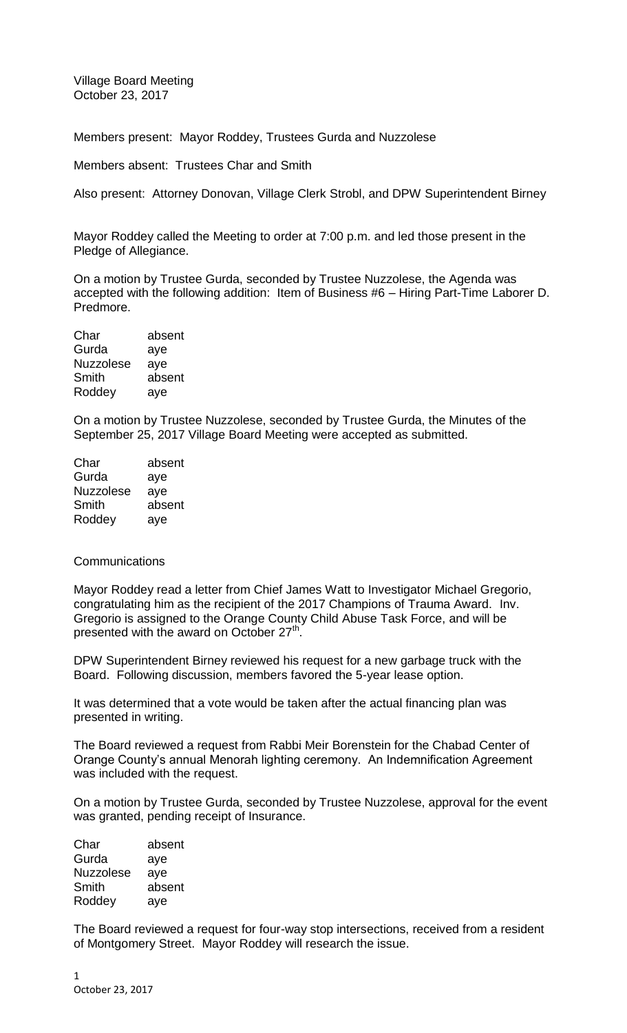Village Board Meeting
October 23, 2017

Members present: Mayor Roddey, Trustees Gurda and Nuzzolese

Members absent: Trustees Char and Smith

Also present: Attorney Donovan, Village Clerk Strobl, and DPW Superintendent Birney

Mayor Roddey called the Meeting to order at 7:00 p.m. and led those present in the Pledge of Allegiance.

On a motion by Trustee Gurda, seconded by Trustee Nuzzolese, the Agenda was accepted with the following addition: Item of Business #6 – Hiring Part-Time Laborer D. Predmore.

| | |
|---|---|
| Char | absent |
| Gurda | aye |
| Nuzzolese | aye |
| Smith | absent |
| Roddey | aye |

On a motion by Trustee Nuzzolese, seconded by Trustee Gurda, the Minutes of the September 25, 2017 Village Board Meeting were accepted as submitted.

| | |
|---|---|
| Char | absent |
| Gurda | aye |
| Nuzzolese | aye |
| Smith | absent |
| Roddey | aye |

Communications

Mayor Roddey read a letter from Chief James Watt to Investigator Michael Gregorio, congratulating him as the recipient of the 2017 Champions of Trauma Award. Inv. Gregorio is assigned to the Orange County Child Abuse Task Force, and will be presented with the award on October 27th.

DPW Superintendent Birney reviewed his request for a new garbage truck with the Board. Following discussion, members favored the 5-year lease option.

It was determined that a vote would be taken after the actual financing plan was presented in writing.

The Board reviewed a request from Rabbi Meir Borenstein for the Chabad Center of Orange County's annual Menorah lighting ceremony. An Indemnification Agreement was included with the request.

On a motion by Trustee Gurda, seconded by Trustee Nuzzolese, approval for the event was granted, pending receipt of Insurance.

| | |
|---|---|
| Char | absent |
| Gurda | aye |
| Nuzzolese | aye |
| Smith | absent |
| Roddey | aye |

The Board reviewed a request for four-way stop intersections, received from a resident of Montgomery Street. Mayor Roddey will research the issue.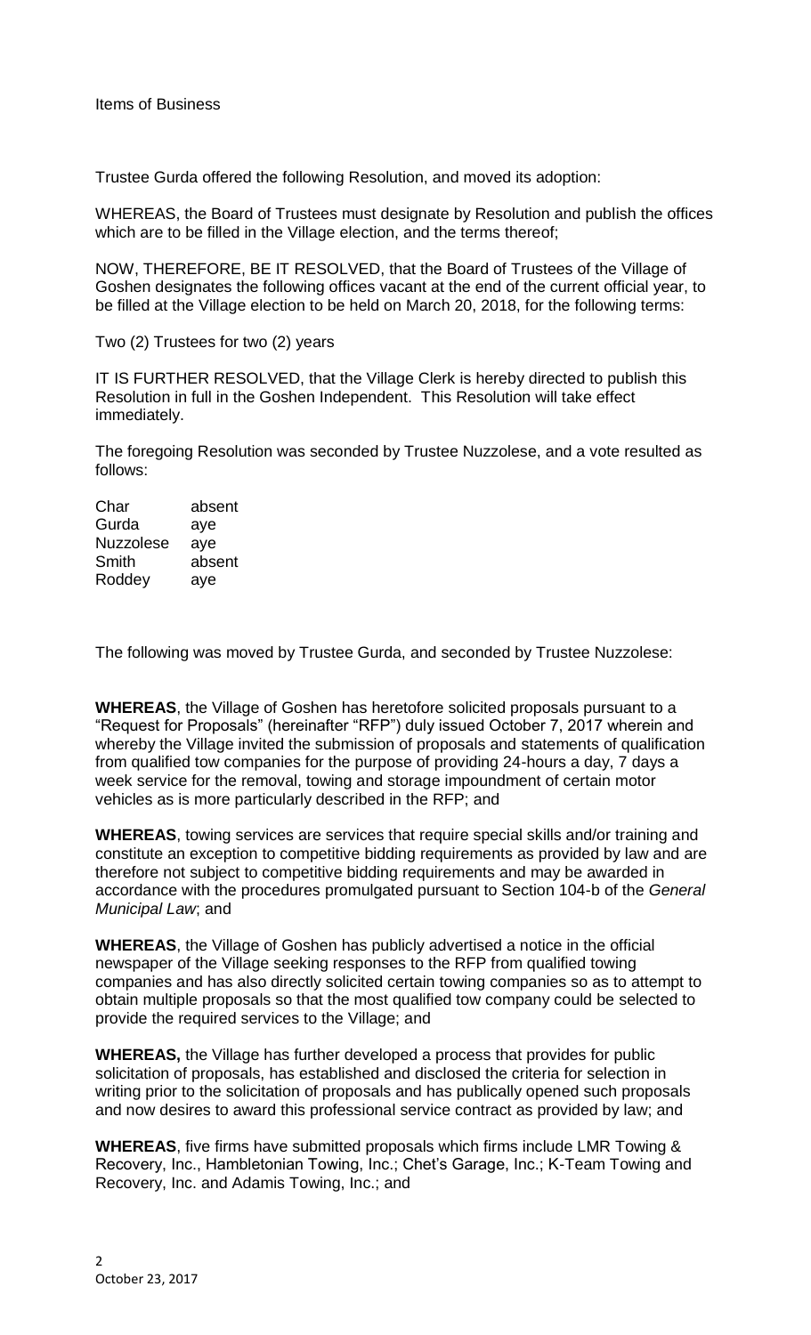Items of Business

Trustee Gurda offered the following Resolution, and moved its adoption:

WHEREAS, the Board of Trustees must designate by Resolution and publish the offices which are to be filled in the Village election, and the terms thereof;

NOW, THEREFORE, BE IT RESOLVED, that the Board of Trustees of the Village of Goshen designates the following offices vacant at the end of the current official year, to be filled at the Village election to be held on March 20, 2018, for the following terms:

Two (2) Trustees for two (2) years

IT IS FURTHER RESOLVED, that the Village Clerk is hereby directed to publish this Resolution in full in the Goshen Independent. This Resolution will take effect immediately.

The foregoing Resolution was seconded by Trustee Nuzzolese, and a vote resulted as follows:

| | |
|---|---|
| Char | absent |
| Gurda | aye |
| Nuzzolese | aye |
| Smith | absent |
| Roddey | aye |

The following was moved by Trustee Gurda, and seconded by Trustee Nuzzolese:

**WHEREAS**, the Village of Goshen has heretofore solicited proposals pursuant to a "Request for Proposals" (hereinafter "RFP") duly issued October 7, 2017 wherein and whereby the Village invited the submission of proposals and statements of qualification from qualified tow companies for the purpose of providing 24-hours a day, 7 days a week service for the removal, towing and storage impoundment of certain motor vehicles as is more particularly described in the RFP; and

**WHEREAS**, towing services are services that require special skills and/or training and constitute an exception to competitive bidding requirements as provided by law and are therefore not subject to competitive bidding requirements and may be awarded in accordance with the procedures promulgated pursuant to Section 104-b of the *General Municipal Law*; and

**WHEREAS**, the Village of Goshen has publicly advertised a notice in the official newspaper of the Village seeking responses to the RFP from qualified towing companies and has also directly solicited certain towing companies so as to attempt to obtain multiple proposals so that the most qualified tow company could be selected to provide the required services to the Village; and

**WHEREAS,** the Village has further developed a process that provides for public solicitation of proposals, has established and disclosed the criteria for selection in writing prior to the solicitation of proposals and has publically opened such proposals and now desires to award this professional service contract as provided by law; and

**WHEREAS**, five firms have submitted proposals which firms include LMR Towing & Recovery, Inc., Hambletonian Towing, Inc.; Chet's Garage, Inc.; K-Team Towing and Recovery, Inc. and Adamis Towing, Inc.; and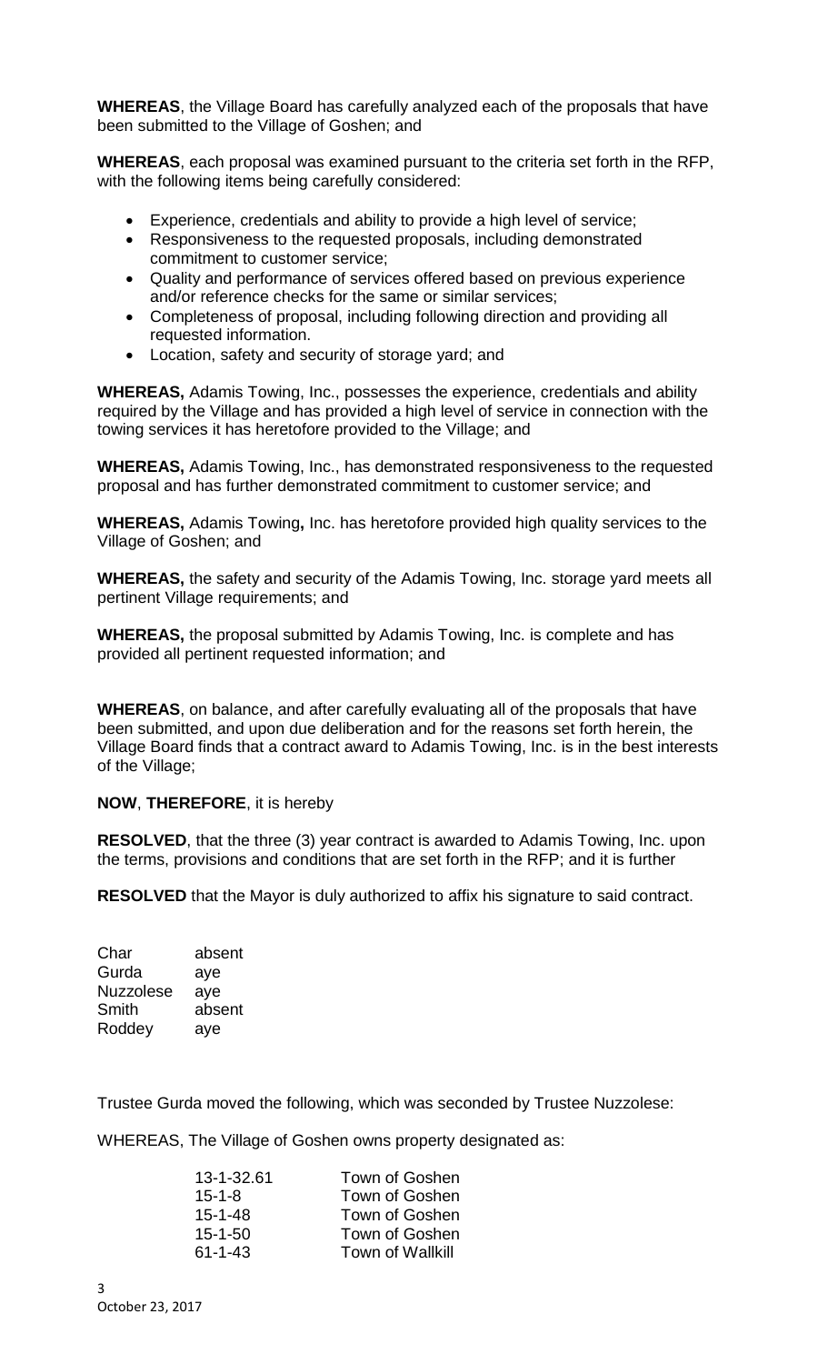**WHEREAS**, the Village Board has carefully analyzed each of the proposals that have been submitted to the Village of Goshen; and

**WHEREAS**, each proposal was examined pursuant to the criteria set forth in the RFP, with the following items being carefully considered:

- Experience, credentials and ability to provide a high level of service;
- Responsiveness to the requested proposals, including demonstrated commitment to customer service;
- Quality and performance of services offered based on previous experience and/or reference checks for the same or similar services;
- Completeness of proposal, including following direction and providing all requested information.
- Location, safety and security of storage yard; and

**WHEREAS,** Adamis Towing, Inc., possesses the experience, credentials and ability required by the Village and has provided a high level of service in connection with the towing services it has heretofore provided to the Village; and

**WHEREAS,** Adamis Towing, Inc., has demonstrated responsiveness to the requested proposal and has further demonstrated commitment to customer service; and

**WHEREAS,** Adamis Towing**,** Inc. has heretofore provided high quality services to the Village of Goshen; and

**WHEREAS,** the safety and security of the Adamis Towing, Inc. storage yard meets all pertinent Village requirements; and

**WHEREAS,** the proposal submitted by Adamis Towing, Inc. is complete and has provided all pertinent requested information; and

**WHEREAS**, on balance, and after carefully evaluating all of the proposals that have been submitted, and upon due deliberation and for the reasons set forth herein, the Village Board finds that a contract award to Adamis Towing, Inc. is in the best interests of the Village;

**NOW**, **THEREFORE**, it is hereby

**RESOLVED**, that the three (3) year contract is awarded to Adamis Towing, Inc. upon the terms, provisions and conditions that are set forth in the RFP; and it is further

**RESOLVED** that the Mayor is duly authorized to affix his signature to said contract.

| | |
|---|---|
| Char | absent |
| Gurda | aye |
| Nuzzolese | aye |
| Smith | absent |
| Roddey | aye |

Trustee Gurda moved the following, which was seconded by Trustee Nuzzolese:

WHEREAS, The Village of Goshen owns property designated as:

| | |
|---|---|
| 13-1-32.61 | Town of Goshen |
| 15-1-8 | Town of Goshen |
| 15-1-48 | Town of Goshen |
| 15-1-50 | Town of Goshen |
| 61-1-43 | Town of Wallkill |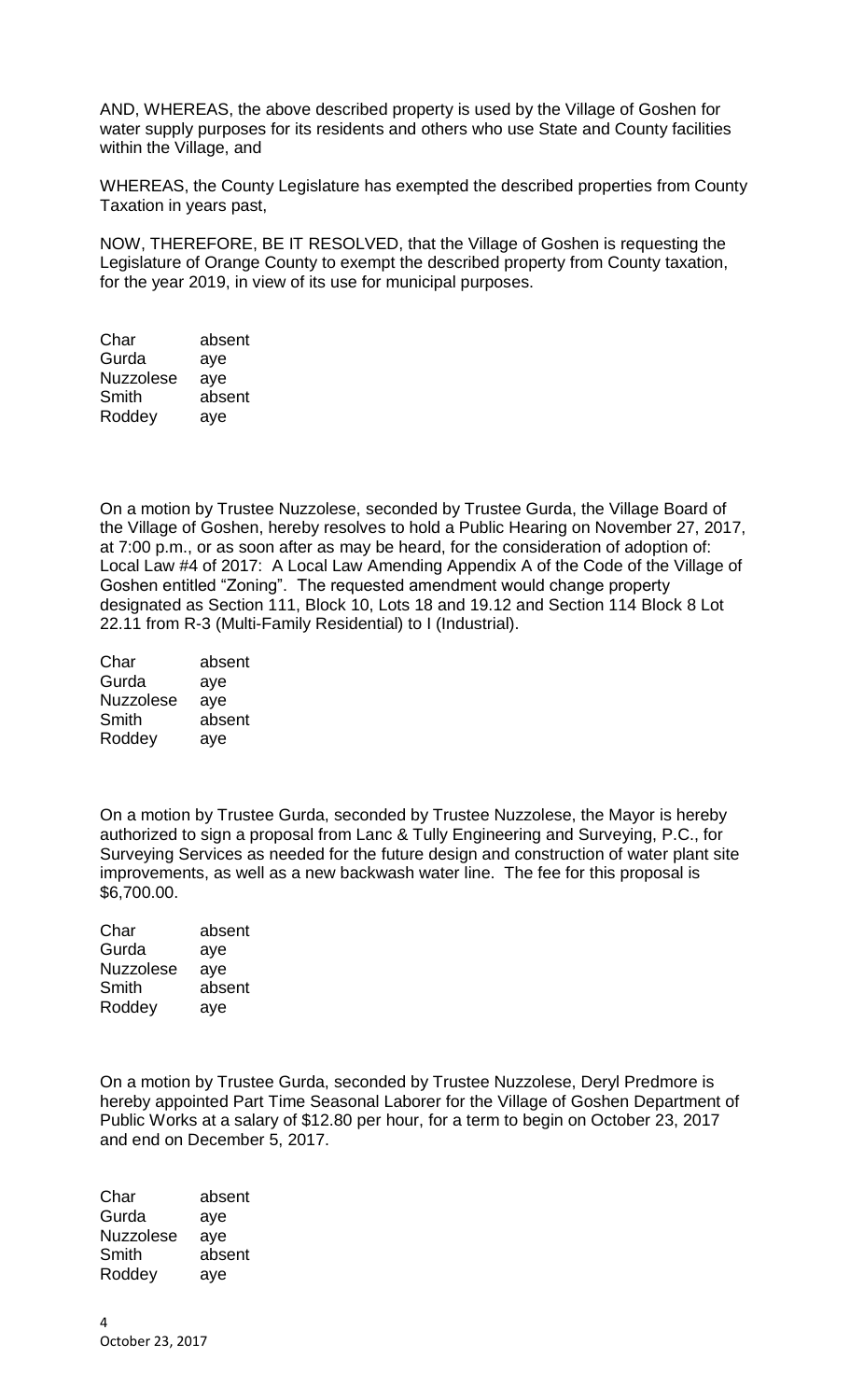AND, WHEREAS, the above described property is used by the Village of Goshen for water supply purposes for its residents and others who use State and County facilities within the Village, and

WHEREAS, the County Legislature has exempted the described properties from County Taxation in years past,

NOW, THEREFORE, BE IT RESOLVED, that the Village of Goshen is requesting the Legislature of Orange County to exempt the described property from County taxation, for the year 2019, in view of its use for municipal purposes.

| | |
|---|---|
| Char | absent |
| Gurda | aye |
| Nuzzolese | aye |
| Smith | absent |
| Roddey | aye |

On a motion by Trustee Nuzzolese, seconded by Trustee Gurda, the Village Board of the Village of Goshen, hereby resolves to hold a Public Hearing on November 27, 2017, at 7:00 p.m., or as soon after as may be heard, for the consideration of adoption of: Local Law #4 of 2017: A Local Law Amending Appendix A of the Code of the Village of Goshen entitled "Zoning". The requested amendment would change property designated as Section 111, Block 10, Lots 18 and 19.12 and Section 114 Block 8 Lot 22.11 from R-3 (Multi-Family Residential) to I (Industrial).

| | |
|---|---|
| Char | absent |
| Gurda | aye |
| Nuzzolese | aye |
| Smith | absent |
| Roddey | aye |

On a motion by Trustee Gurda, seconded by Trustee Nuzzolese, the Mayor is hereby authorized to sign a proposal from Lanc & Tully Engineering and Surveying, P.C., for Surveying Services as needed for the future design and construction of water plant site improvements, as well as a new backwash water line. The fee for this proposal is $6,700.00.

| | |
|---|---|
| Char | absent |
| Gurda | aye |
| Nuzzolese | aye |
| Smith | absent |
| Roddey | aye |

On a motion by Trustee Gurda, seconded by Trustee Nuzzolese, Deryl Predmore is hereby appointed Part Time Seasonal Laborer for the Village of Goshen Department of Public Works at a salary of $12.80 per hour, for a term to begin on October 23, 2017 and end on December 5, 2017.

| | |
|---|---|
| Char | absent |
| Gurda | aye |
| Nuzzolese | aye |
| Smith | absent |
| Roddey | aye |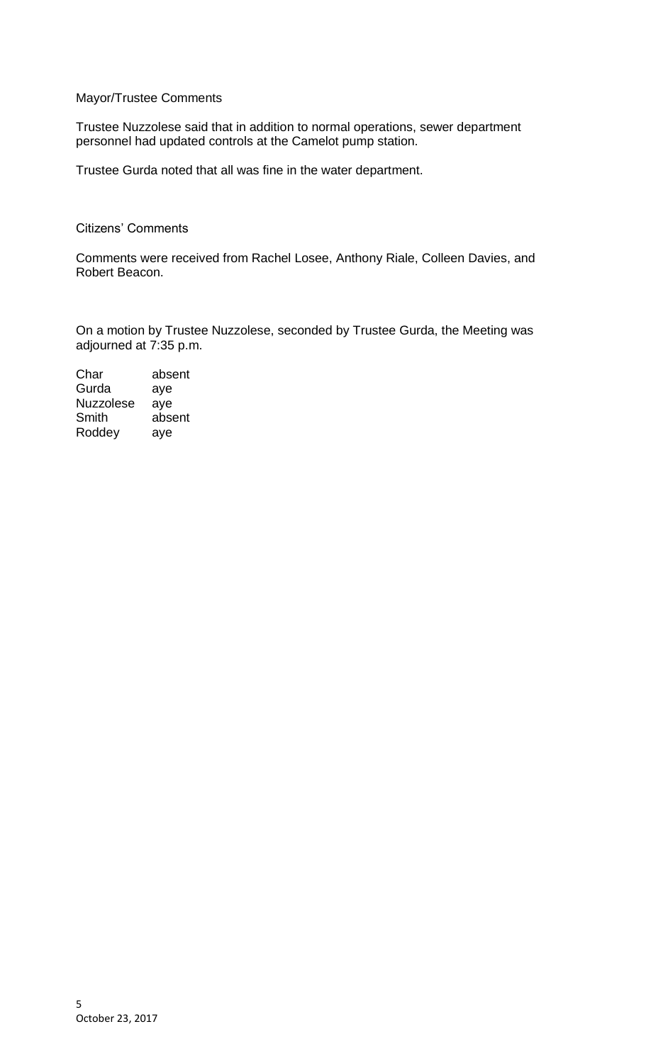Mayor/Trustee Comments

Trustee Nuzzolese said that in addition to normal operations, sewer department personnel had updated controls at the Camelot pump station.

Trustee Gurda noted that all was fine in the water department.

Citizens' Comments

Comments were received from Rachel Losee, Anthony Riale, Colleen Davies, and Robert Beacon.

On a motion by Trustee Nuzzolese, seconded by Trustee Gurda, the Meeting was adjourned at 7:35 p.m.

| | |
|---|---|
| Char | absent |
| Gurda | aye |
| Nuzzolese | aye |
| Smith | absent |
| Roddey | aye |